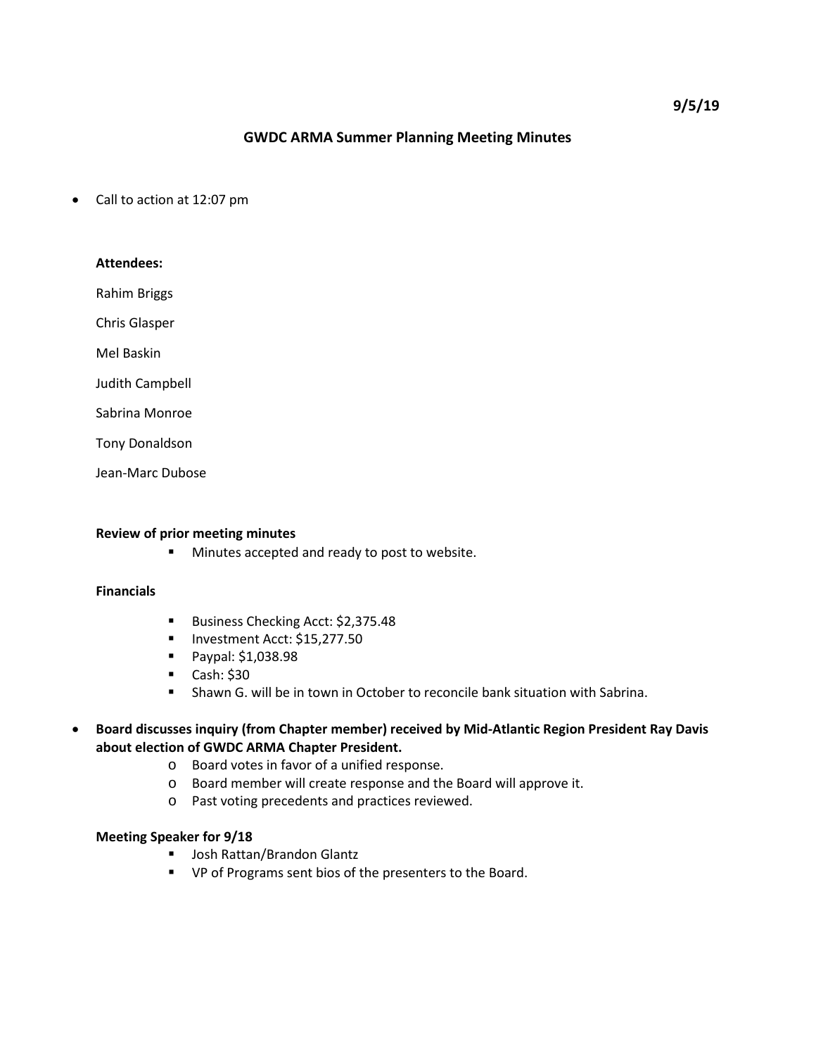**9/5/19**

# GWDC ARMA Summer Planning Meeting Minutes

- Call to action at 12:07 pm

**Attendees:**

Rahim Briggs

Chris Glasper

Mel Baskin

Judith Campbell

Sabrina Monroe

Tony Donaldson

Jean-Marc Dubose

**Review of prior meeting minutes**

- Minutes accepted and ready to post to website.

**Financials**

- Business Checking Acct: $2,375.48
- Investment Acct: $15,277.50
- Paypal: $1,038.98
- Cash: $30
- Shawn G. will be in town in October to reconcile bank situation with Sabrina.

- **Board discusses inquiry (from Chapter member) received by Mid-Atlantic Region President Ray Davis about election of GWDC ARMA Chapter President.**
  - Board votes in favor of a unified response.
  - Board member will create response and the Board will approve it.
  - Past voting precedents and practices reviewed.

**Meeting Speaker for 9/18**

- Josh Rattan/Brandon Glantz
- VP of Programs sent bios of the presenters to the Board.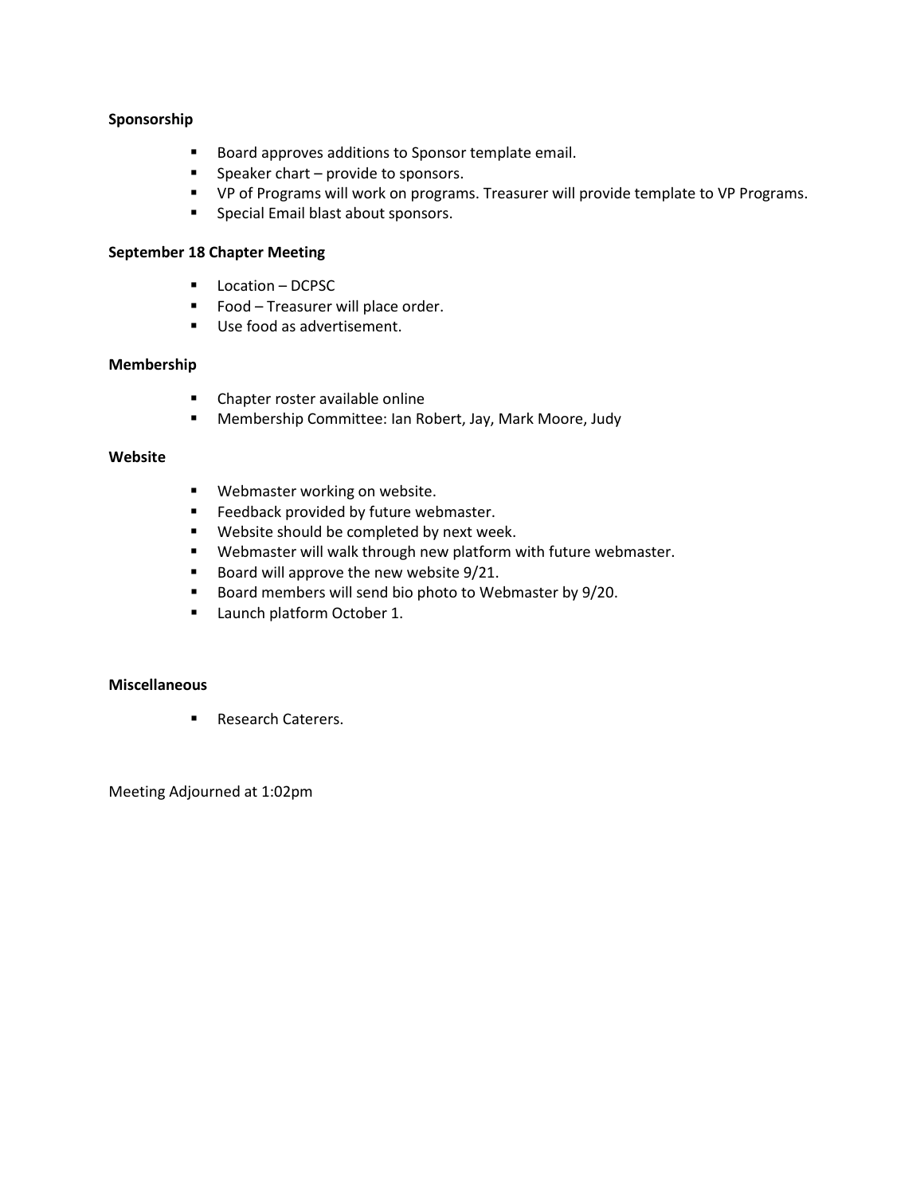**Sponsorship**

- Board approves additions to Sponsor template email.
- Speaker chart – provide to sponsors.
- VP of Programs will work on programs. Treasurer will provide template to VP Programs.
- Special Email blast about sponsors.

**September 18 Chapter Meeting**

- Location – DCPSC
- Food – Treasurer will place order.
- Use food as advertisement.

**Membership**

- Chapter roster available online
- Membership Committee: Ian Robert, Jay, Mark Moore, Judy

**Website**

- Webmaster working on website.
- Feedback provided by future webmaster.
- Website should be completed by next week.
- Webmaster will walk through new platform with future webmaster.
- Board will approve the new website 9/21.
- Board members will send bio photo to Webmaster by 9/20.
- Launch platform October 1.

**Miscellaneous**

- Research Caterers.

Meeting Adjourned at 1:02pm